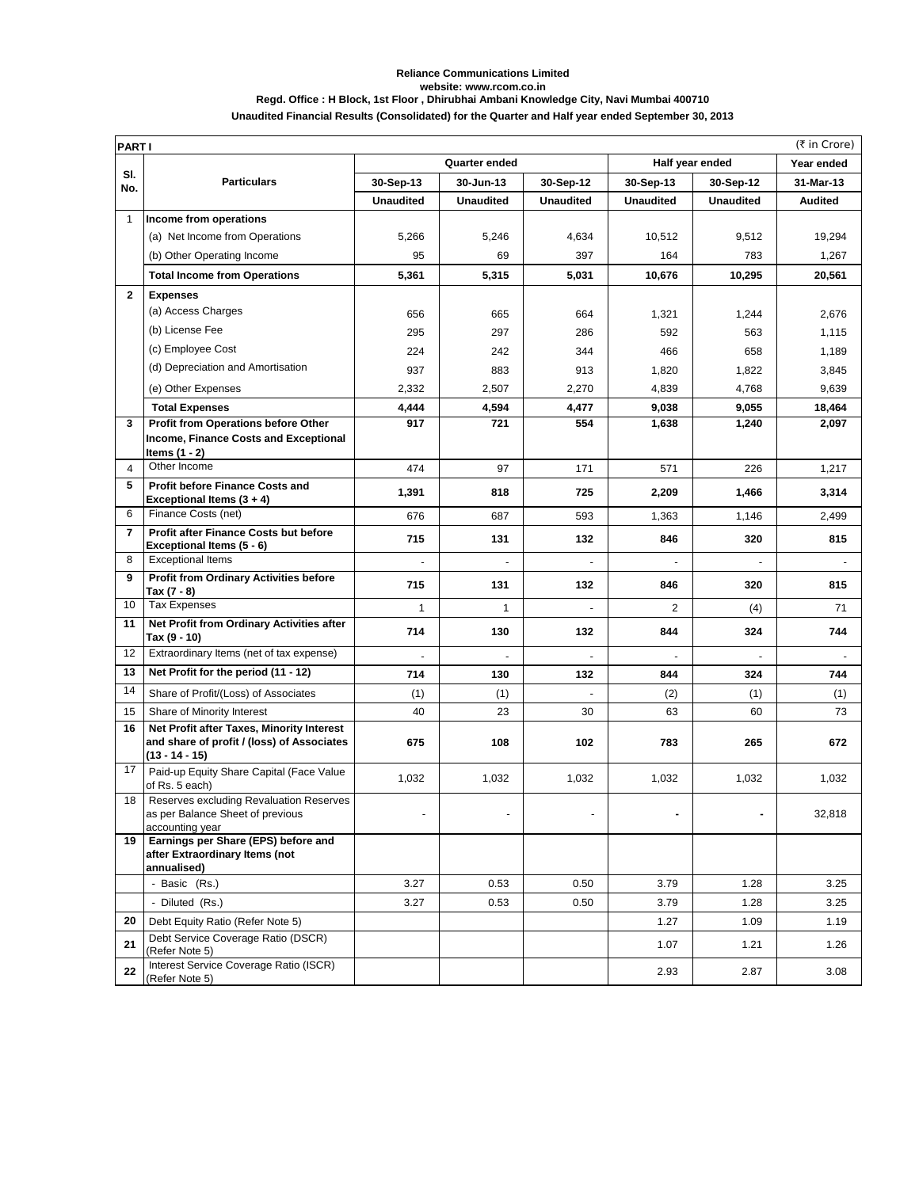**Reliance Communications Limited**
**website: www.rcom.co.in**
**Regd. Office : H Block, 1st Floor , Dhirubhai Ambani Knowledge City, Navi Mumbai 400710**
**Unaudited Financial Results (Consolidated) for the Quarter and Half year ended September 30, 2013**

**PART I** (₹ in Crore)

| Sl. No. | Particulars | Quarter ended | | | Half year ended | | Year ended |
|---|---|---|---|---|---|---|---|
| | | 30-Sep-13 | 30-Jun-13 | 30-Sep-12 | 30-Sep-13 | 30-Sep-12 | 31-Mar-13 |
| | | Unaudited | Unaudited | Unaudited | Unaudited | Unaudited | Audited |
| 1 | **Income from operations** | | | | | | |
| | (a) Net Income from Operations | 5,266 | 5,246 | 4,634 | 10,512 | 9,512 | 19,294 |
| | (b) Other Operating Income | 95 | 69 | 397 | 164 | 783 | 1,267 |
| | **Total Income from Operations** | **5,361** | **5,315** | **5,031** | **10,676** | **10,295** | **20,561** |
| **2** | **Expenses** | | | | | | |
| | (a) Access Charges | 656 | 665 | 664 | 1,321 | 1,244 | 2,676 |
| | (b) License Fee | 295 | 297 | 286 | 592 | 563 | 1,115 |
| | (c) Employee Cost | 224 | 242 | 344 | 466 | 658 | 1,189 |
| | (d) Depreciation and Amortisation | 937 | 883 | 913 | 1,820 | 1,822 | 3,845 |
| | (e) Other Expenses | 2,332 | 2,507 | 2,270 | 4,839 | 4,768 | 9,639 |
| | **Total Expenses** | **4,444** | **4,594** | **4,477** | **9,038** | **9,055** | **18,464** |
| **3** | **Profit from Operations before Other Income, Finance Costs and Exceptional Items (1 - 2)** | **917** | **721** | **554** | **1,638** | **1,240** | **2,097** |
| 4 | Other Income | 474 | 97 | 171 | 571 | 226 | 1,217 |
| **5** | **Profit before Finance Costs and Exceptional Items (3 + 4)** | **1,391** | **818** | **725** | **2,209** | **1,466** | **3,314** |
| 6 | Finance Costs (net) | 676 | 687 | 593 | 1,363 | 1,146 | 2,499 |
| **7** | **Profit after Finance Costs but before Exceptional Items (5 - 6)** | **715** | **131** | **132** | **846** | **320** | **815** |
| 8 | Exceptional Items | - | - | - | - | - | - |
| **9** | **Profit from Ordinary Activities before Tax (7 - 8)** | **715** | **131** | **132** | **846** | **320** | **815** |
| 10 | Tax Expenses | 1 | 1 | - | 2 | (4) | 71 |
| **11** | **Net Profit from Ordinary Activities after Tax (9 - 10)** | **714** | **130** | **132** | **844** | **324** | **744** |
| 12 | Extraordinary Items (net of tax expense) | - | - | - | - | - | - |
| **13** | **Net Profit for the period (11 - 12)** | **714** | **130** | **132** | **844** | **324** | **744** |
| 14 | Share of Profit/(Loss) of Associates | (1) | (1) | - | (2) | (1) | (1) |
| 15 | Share of Minority Interest | 40 | 23 | 30 | 63 | 60 | 73 |
| **16** | **Net Profit after Taxes, Minority Interest and share of profit / (loss) of Associates (13 - 14 - 15)** | **675** | **108** | **102** | **783** | **265** | **672** |
| 17 | Paid-up Equity Share Capital (Face Value of Rs. 5 each) | 1,032 | 1,032 | 1,032 | 1,032 | 1,032 | 1,032 |
| 18 | Reserves excluding Revaluation Reserves as per Balance Sheet of previous accounting year | - | - | - | - | - | 32,818 |
| **19** | **Earnings per Share (EPS) before and after Extraordinary Items (not annualised)** | | | | | | |
| | - Basic (Rs.) | 3.27 | 0.53 | 0.50 | 3.79 | 1.28 | 3.25 |
| | - Diluted (Rs.) | 3.27 | 0.53 | 0.50 | 3.79 | 1.28 | 3.25 |
| **20** | Debt Equity Ratio (Refer Note 5) | | | | 1.27 | 1.09 | 1.19 |
| **21** | Debt Service Coverage Ratio (DSCR) (Refer Note 5) | | | | 1.07 | 1.21 | 1.26 |
| **22** | Interest Service Coverage Ratio (ISCR) (Refer Note 5) | | | | 2.93 | 2.87 | 3.08 |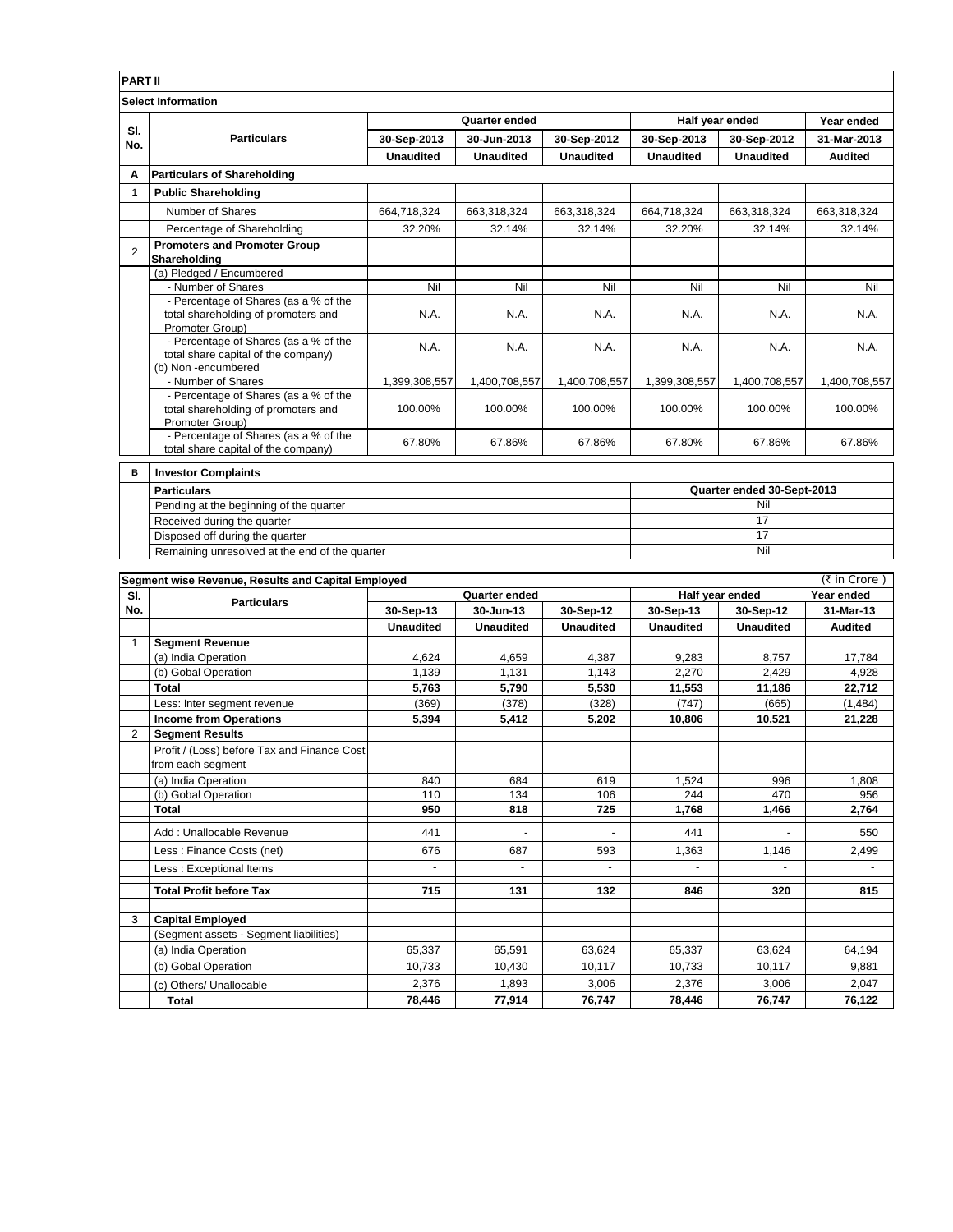**PART II**

**Select Information**

| Sl. No. | Particulars | Quarter ended | | | Half year ended | | Year ended |
|---|---|---|---|---|---|---|---|
| | | 30-Sep-2013 | 30-Jun-2013 | 30-Sep-2012 | 30-Sep-2013 | 30-Sep-2012 | 31-Mar-2013 |
| | | Unaudited | Unaudited | Unaudited | Unaudited | Unaudited | Audited |
| A | **Particulars of Shareholding** | | | | | | |
| 1 | **Public Shareholding** | | | | | | |
| | Number of Shares | 664,718,324 | 663,318,324 | 663,318,324 | 664,718,324 | 663,318,324 | 663,318,324 |
| | Percentage of Shareholding | 32.20% | 32.14% | 32.14% | 32.20% | 32.14% | 32.14% |
| 2 | **Promoters and Promoter Group Shareholding** | | | | | | |
| | (a) Pledged / Encumbered | | | | | | |
| | - Number of Shares | Nil | Nil | Nil | Nil | Nil | Nil |
| | - Percentage of Shares (as a % of the total shareholding of promoters and Promoter Group) | N.A. | N.A. | N.A. | N.A. | N.A. | N.A. |
| | - Percentage of Shares (as a % of the total share capital of the company) | N.A. | N.A. | N.A. | N.A. | N.A. | N.A. |
| | (b) Non -encumbered | | | | | | |
| | - Number of Shares | 1,399,308,557 | 1,400,708,557 | 1,400,708,557 | 1,399,308,557 | 1,400,708,557 | 1,400,708,557 |
| | - Percentage of Shares (as a % of the total shareholding of promoters and Promoter Group) | 100.00% | 100.00% | 100.00% | 100.00% | 100.00% | 100.00% |
| | - Percentage of Shares (as a % of the total share capital of the company) | 67.80% | 67.86% | 67.86% | 67.80% | 67.86% | 67.86% |

| B | **Investor Complaints** | |
|---|---|---|
| | **Particulars** | **Quarter ended 30-Sept-2013** |
| | Pending at the beginning of the quarter | Nil |
| | Received during the quarter | 17 |
| | Disposed off during the quarter | 17 |
| | Remaining unresolved at the end of the quarter | Nil |

**Segment wise Revenue, Results and Capital Employed** (₹ in Crore )

| Sl. No. | Particulars | Quarter ended | | | Half year ended | | Year ended |
|---|---|---|---|---|---|---|---|
| | | 30-Sep-13 | 30-Jun-13 | 30-Sep-12 | 30-Sep-13 | 30-Sep-12 | 31-Mar-13 |
| | | Unaudited | Unaudited | Unaudited | Unaudited | Unaudited | Audited |
| 1 | **Segment Revenue** | | | | | | |
| | (a) India Operation | 4,624 | 4,659 | 4,387 | 9,283 | 8,757 | 17,784 |
| | (b) Gobal Operation | 1,139 | 1,131 | 1,143 | 2,270 | 2,429 | 4,928 |
| | **Total** | **5,763** | **5,790** | **5,530** | **11,553** | **11,186** | **22,712** |
| | Less: Inter segment revenue | (369) | (378) | (328) | (747) | (665) | (1,484) |
| | **Income from Operations** | **5,394** | **5,412** | **5,202** | **10,806** | **10,521** | **21,228** |
| 2 | **Segment Results** | | | | | | |
| | Profit / (Loss) before Tax and Finance Cost from each segment | | | | | | |
| | (a) India Operation | 840 | 684 | 619 | 1,524 | 996 | 1,808 |
| | (b) Gobal Operation | 110 | 134 | 106 | 244 | 470 | 956 |
| | **Total** | **950** | **818** | **725** | **1,768** | **1,466** | **2,764** |
| | Add : Unallocable Revenue | 441 | - | - | 441 | - | 550 |
| | Less : Finance Costs (net) | 676 | 687 | 593 | 1,363 | 1,146 | 2,499 |
| | Less : Exceptional Items | - | - | - | - | - | - |
| | **Total Profit before Tax** | **715** | **131** | **132** | **846** | **320** | **815** |
| 3 | **Capital Employed** | | | | | | |
| | (Segment assets - Segment liabilities) | | | | | | |
| | (a) India Operation | 65,337 | 65,591 | 63,624 | 65,337 | 63,624 | 64,194 |
| | (b) Gobal Operation | 10,733 | 10,430 | 10,117 | 10,733 | 10,117 | 9,881 |
| | (c) Others/ Unallocable | 2,376 | 1,893 | 3,006 | 2,376 | 3,006 | 2,047 |
| | **Total** | **78,446** | **77,914** | **76,747** | **78,446** | **76,747** | **76,122** |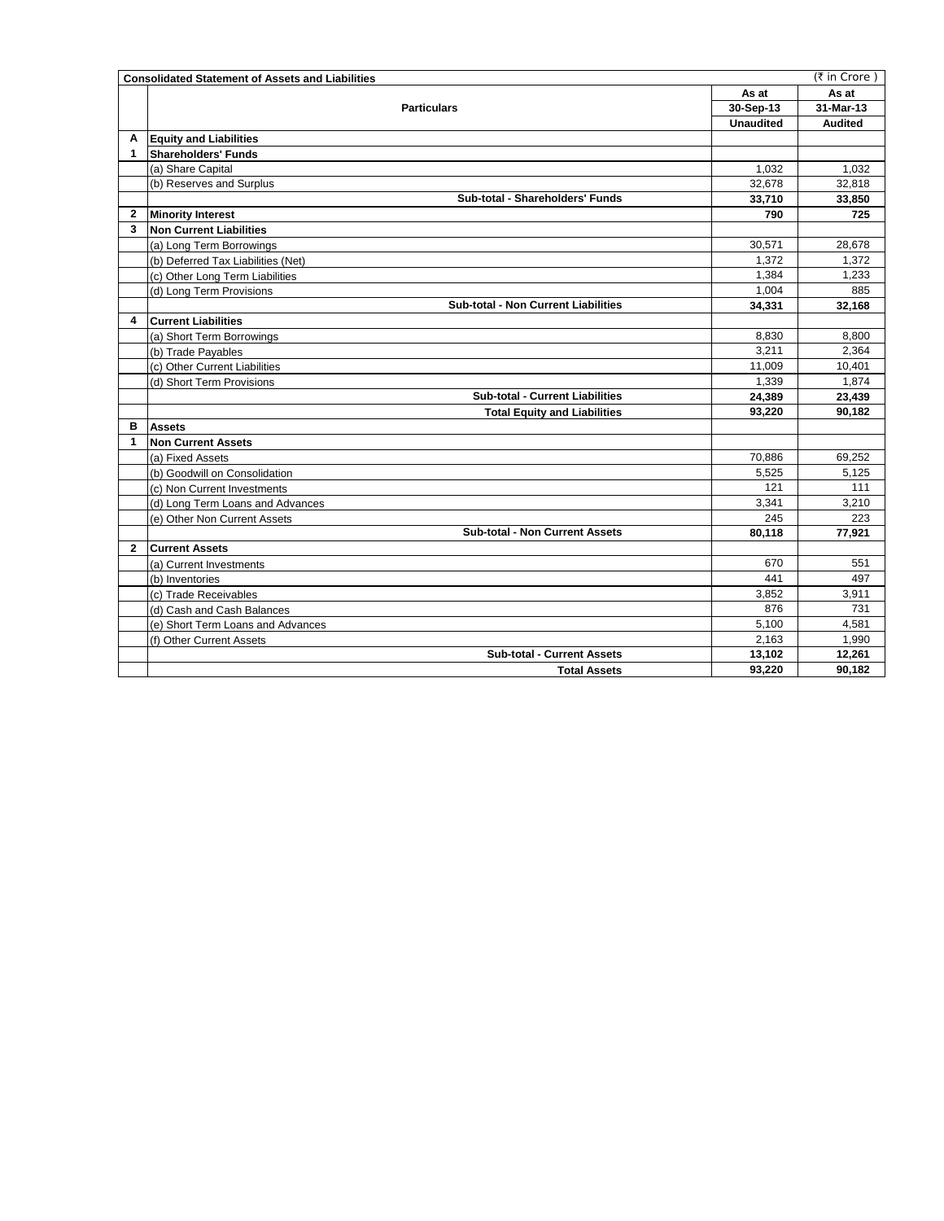| Consolidated Statement of Assets and Liabilities | | (₹ in Crore ) | |
|---|---|---|---|
| | **Particulars** | **As at 30-Sep-13 Unaudited** | **As at 31-Mar-13 Audited** |
| **A** | **Equity and Liabilities** | | |
| **1** | **Shareholders' Funds** | | |
| | (a) Share Capital | 1,032 | 1,032 |
| | (b) Reserves and Surplus | 32,678 | 32,818 |
| | **Sub-total - Shareholders' Funds** | **33,710** | **33,850** |
| **2** | **Minority Interest** | **790** | **725** |
| **3** | **Non Current Liabilities** | | |
| | (a) Long Term Borrowings | 30,571 | 28,678 |
| | (b) Deferred Tax Liabilities (Net) | 1,372 | 1,372 |
| | (c) Other Long Term Liabilities | 1,384 | 1,233 |
| | (d) Long Term Provisions | 1,004 | 885 |
| | **Sub-total - Non Current Liabilities** | **34,331** | **32,168** |
| **4** | **Current Liabilities** | | |
| | (a) Short Term Borrowings | 8,830 | 8,800 |
| | (b) Trade Payables | 3,211 | 2,364 |
| | (c) Other Current Liabilities | 11,009 | 10,401 |
| | (d) Short Term Provisions | 1,339 | 1,874 |
| | **Sub-total - Current Liabilities** | **24,389** | **23,439** |
| | **Total Equity and Liabilities** | **93,220** | **90,182** |
| **B** | **Assets** | | |
| **1** | **Non Current Assets** | | |
| | (a) Fixed Assets | 70,886 | 69,252 |
| | (b) Goodwill on Consolidation | 5,525 | 5,125 |
| | (c) Non Current Investments | 121 | 111 |
| | (d) Long Term Loans and Advances | 3,341 | 3,210 |
| | (e) Other Non Current Assets | 245 | 223 |
| | **Sub-total - Non Current Assets** | **80,118** | **77,921** |
| **2** | **Current Assets** | | |
| | (a) Current Investments | 670 | 551 |
| | (b) Inventories | 441 | 497 |
| | (c) Trade Receivables | 3,852 | 3,911 |
| | (d) Cash and Cash Balances | 876 | 731 |
| | (e) Short Term Loans and Advances | 5,100 | 4,581 |
| | (f) Other Current Assets | 2,163 | 1,990 |
| | **Sub-total - Current Assets** | **13,102** | **12,261** |
| | **Total Assets** | **93,220** | **90,182** |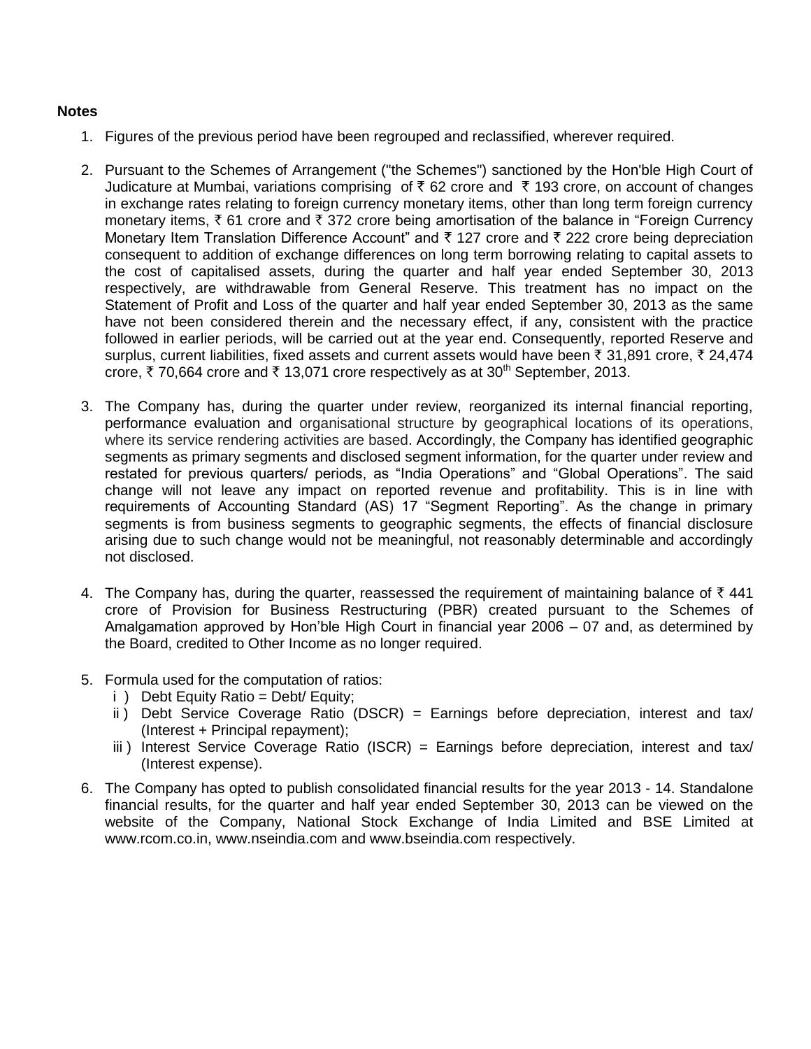**Notes**

1. Figures of the previous period have been regrouped and reclassified, wherever required.

2. Pursuant to the Schemes of Arrangement ("the Schemes") sanctioned by the Hon'ble High Court of Judicature at Mumbai, variations comprising of ₹ 62 crore and ₹ 193 crore, on account of changes in exchange rates relating to foreign currency monetary items, other than long term foreign currency monetary items, ₹ 61 crore and ₹ 372 crore being amortisation of the balance in "Foreign Currency Monetary Item Translation Difference Account" and ₹ 127 crore and ₹ 222 crore being depreciation consequent to addition of exchange differences on long term borrowing relating to capital assets to the cost of capitalised assets, during the quarter and half year ended September 30, 2013 respectively, are withdrawable from General Reserve. This treatment has no impact on the Statement of Profit and Loss of the quarter and half year ended September 30, 2013 as the same have not been considered therein and the necessary effect, if any, consistent with the practice followed in earlier periods, will be carried out at the year end. Consequently, reported Reserve and surplus, current liabilities, fixed assets and current assets would have been ₹ 31,891 crore, ₹ 24,474 crore, ₹ 70,664 crore and ₹ 13,071 crore respectively as at 30th September, 2013.

3. The Company has, during the quarter under review, reorganized its internal financial reporting, performance evaluation and organisational structure by geographical locations of its operations, where its service rendering activities are based. Accordingly, the Company has identified geographic segments as primary segments and disclosed segment information, for the quarter under review and restated for previous quarters/ periods, as "India Operations" and "Global Operations". The said change will not leave any impact on reported revenue and profitability. This is in line with requirements of Accounting Standard (AS) 17 "Segment Reporting". As the change in primary segments is from business segments to geographic segments, the effects of financial disclosure arising due to such change would not be meaningful, not reasonably determinable and accordingly not disclosed.

4. The Company has, during the quarter, reassessed the requirement of maintaining balance of ₹ 441 crore of Provision for Business Restructuring (PBR) created pursuant to the Schemes of Amalgamation approved by Hon'ble High Court in financial year 2006 – 07 and, as determined by the Board, credited to Other Income as no longer required.

5. Formula used for the computation of ratios:
   i ) Debt Equity Ratio = Debt/ Equity;
   ii ) Debt Service Coverage Ratio (DSCR) = Earnings before depreciation, interest and tax/ (Interest + Principal repayment);
   iii ) Interest Service Coverage Ratio (ISCR) = Earnings before depreciation, interest and tax/ (Interest expense).

6. The Company has opted to publish consolidated financial results for the year 2013 - 14. Standalone financial results, for the quarter and half year ended September 30, 2013 can be viewed on the website of the Company, National Stock Exchange of India Limited and BSE Limited at www.rcom.co.in, www.nseindia.com and www.bseindia.com respectively.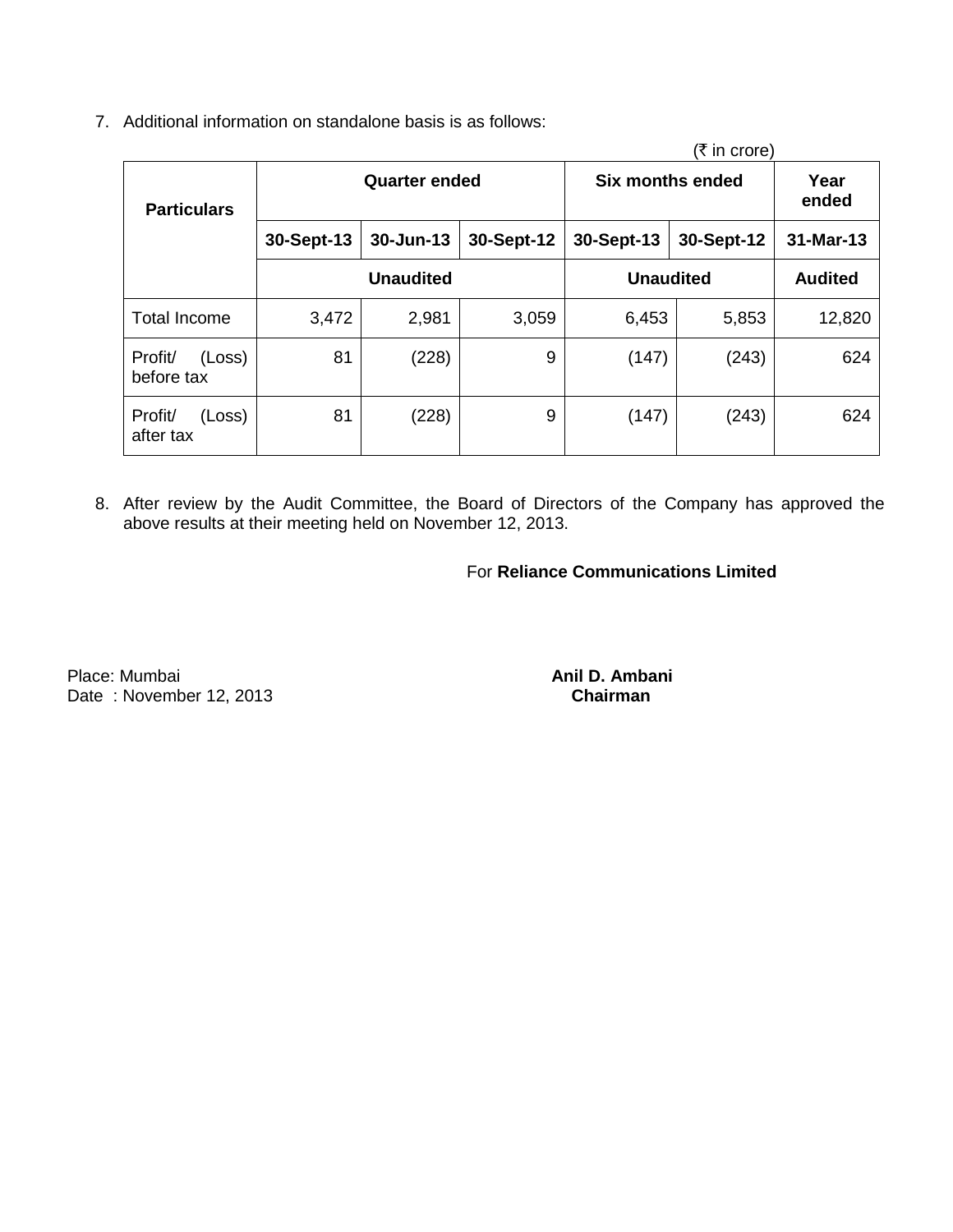7. Additional information on standalone basis is as follows:

(₹ in crore)

| Particulars | Quarter ended | | | Six months ended | | Year ended |
|---|---|---|---|---|---|---|
| | 30-Sept-13 | 30-Jun-13 | 30-Sept-12 | 30-Sept-13 | 30-Sept-12 | 31-Mar-13 |
| | Unaudited | | | Unaudited | | Audited |
| Total Income | 3,472 | 2,981 | 3,059 | 6,453 | 5,853 | 12,820 |
| Profit/ (Loss) before tax | 81 | (228) | 9 | (147) | (243) | 624 |
| Profit/ (Loss) after tax | 81 | (228) | 9 | (147) | (243) | 624 |

8. After review by the Audit Committee, the Board of Directors of the Company has approved the above results at their meeting held on November 12, 2013.

For **Reliance Communications Limited**

Place: Mumbai
Date : November 12, 2013

**Anil D. Ambani**
**Chairman**